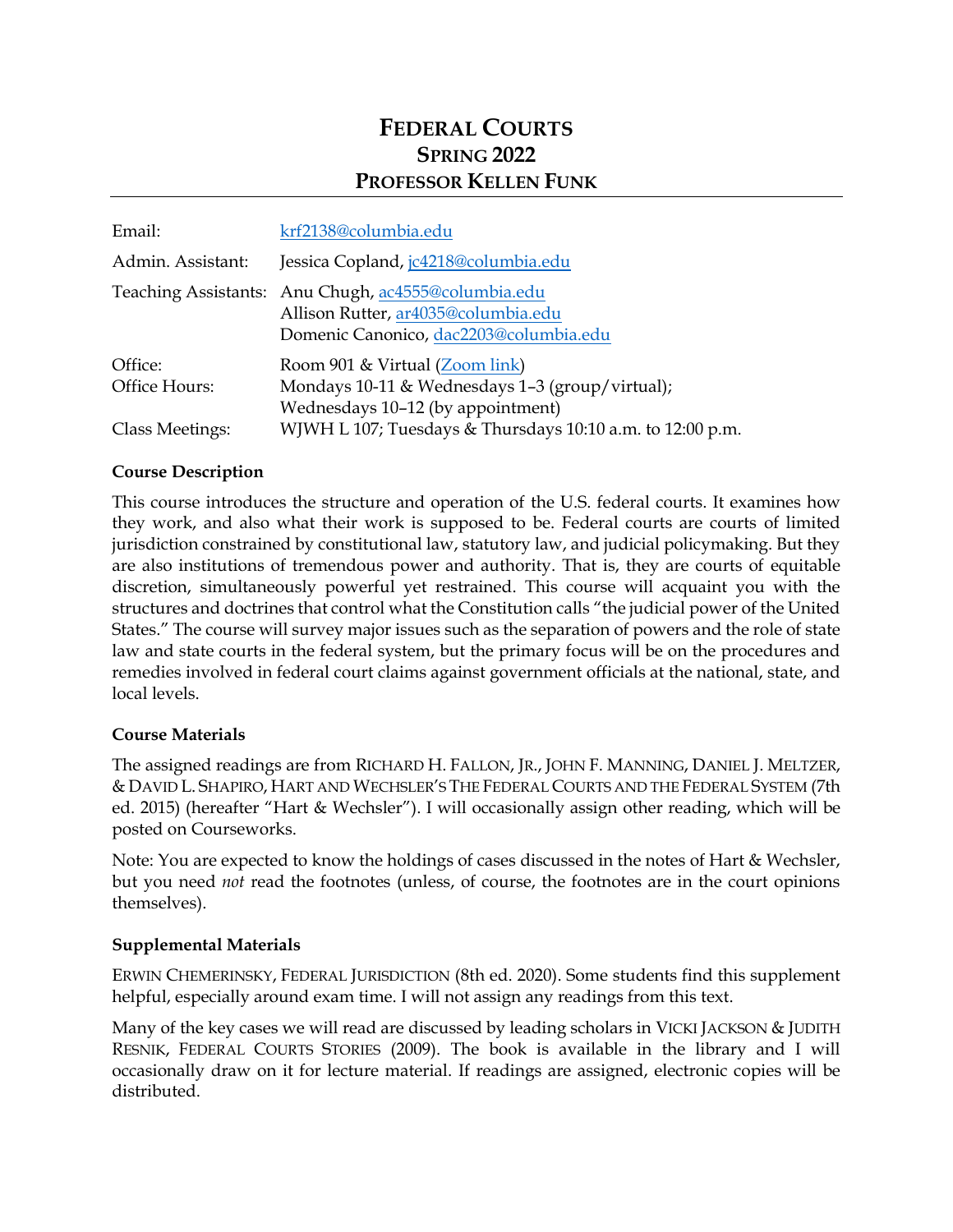# FEDERAL COURTS
## SPRING 2022
## PROFESSOR KELLEN FUNK

| | |
|---|---|
| Email: | [krf2138@columbia.edu](mailto:krf2138@columbia.edu) |
| Admin. Assistant: | Jessica Copland, [jc4218@columbia.edu](mailto:jc4218@columbia.edu) |
| Teaching Assistants: | Anu Chugh, [ac4555@columbia.edu](mailto:ac4555@columbia.edu)<br>Allison Rutter, [ar4035@columbia.edu](mailto:ar4035@columbia.edu)<br>Domenic Canonico, [dac2203@columbia.edu](mailto:dac2203@columbia.edu) |
| Office: | Room 901 & Virtual (Zoom link) |
| Office Hours: | Mondays 10-11 & Wednesdays 1–3 (group/virtual);<br>Wednesdays 10–12 (by appointment) |
| Class Meetings: | WJWH L 107; Tuesdays & Thursdays 10:10 a.m. to 12:00 p.m. |

**Course Description**

This course introduces the structure and operation of the U.S. federal courts. It examines how they work, and also what their work is supposed to be. Federal courts are courts of limited jurisdiction constrained by constitutional law, statutory law, and judicial policymaking. But they are also institutions of tremendous power and authority. That is, they are courts of equitable discretion, simultaneously powerful yet restrained. This course will acquaint you with the structures and doctrines that control what the Constitution calls "the judicial power of the United States." The course will survey major issues such as the separation of powers and the role of state law and state courts in the federal system, but the primary focus will be on the procedures and remedies involved in federal court claims against government officials at the national, state, and local levels.

**Course Materials**

The assigned readings are from RICHARD H. FALLON, JR., JOHN F. MANNING, DANIEL J. MELTZER, & DAVID L. SHAPIRO, HART AND WECHSLER'S THE FEDERAL COURTS AND THE FEDERAL SYSTEM (7th ed. 2015) (hereafter "Hart & Wechsler"). I will occasionally assign other reading, which will be posted on Courseworks.

Note: You are expected to know the holdings of cases discussed in the notes of Hart & Wechsler, but you need *not* read the footnotes (unless, of course, the footnotes are in the court opinions themselves).

**Supplemental Materials**

ERWIN CHEMERINSKY, FEDERAL JURISDICTION (8th ed. 2020). Some students find this supplement helpful, especially around exam time. I will not assign any readings from this text.

Many of the key cases we will read are discussed by leading scholars in VICKI JACKSON & JUDITH RESNIK, FEDERAL COURTS STORIES (2009). The book is available in the library and I will occasionally draw on it for lecture material. If readings are assigned, electronic copies will be distributed.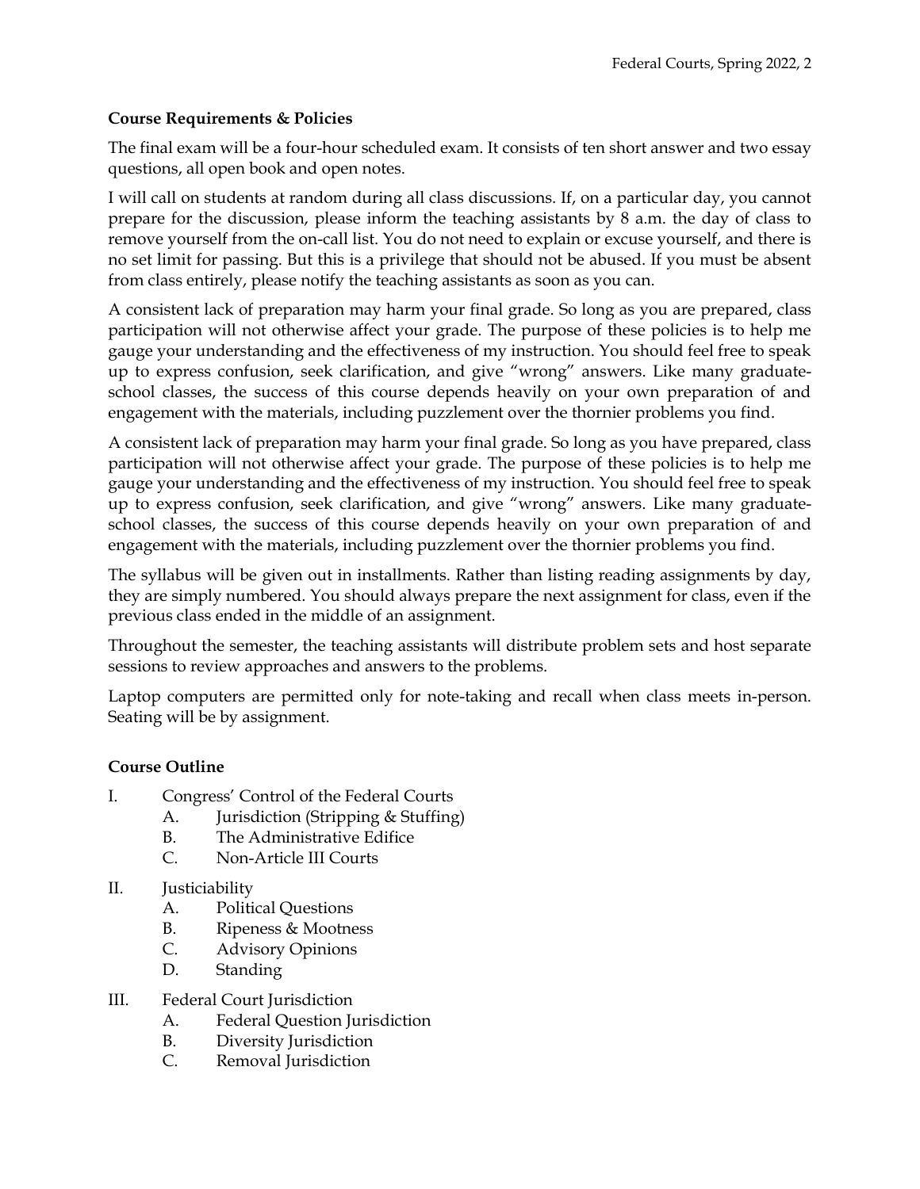**Course Requirements & Policies**

The final exam will be a four-hour scheduled exam. It consists of ten short answer and two essay questions, all open book and open notes.

I will call on students at random during all class discussions. If, on a particular day, you cannot prepare for the discussion, please inform the teaching assistants by 8 a.m. the day of class to remove yourself from the on-call list. You do not need to explain or excuse yourself, and there is no set limit for passing. But this is a privilege that should not be abused. If you must be absent from class entirely, please notify the teaching assistants as soon as you can.

A consistent lack of preparation may harm your final grade. So long as you are prepared, class participation will not otherwise affect your grade. The purpose of these policies is to help me gauge your understanding and the effectiveness of my instruction. You should feel free to speak up to express confusion, seek clarification, and give "wrong" answers. Like many graduate-school classes, the success of this course depends heavily on your own preparation of and engagement with the materials, including puzzlement over the thornier problems you find.

A consistent lack of preparation may harm your final grade. So long as you have prepared, class participation will not otherwise affect your grade. The purpose of these policies is to help me gauge your understanding and the effectiveness of my instruction. You should feel free to speak up to express confusion, seek clarification, and give "wrong" answers. Like many graduate-school classes, the success of this course depends heavily on your own preparation of and engagement with the materials, including puzzlement over the thornier problems you find.

The syllabus will be given out in installments. Rather than listing reading assignments by day, they are simply numbered. You should always prepare the next assignment for class, even if the previous class ended in the middle of an assignment.

Throughout the semester, the teaching assistants will distribute problem sets and host separate sessions to review approaches and answers to the problems.

Laptop computers are permitted only for note-taking and recall when class meets in-person. Seating will be by assignment.

**Course Outline**

I. Congress' Control of the Federal Courts
   - A. Jurisdiction (Stripping & Stuffing)
   - B. The Administrative Edifice
   - C. Non-Article III Courts

II. Justiciability
   - A. Political Questions
   - B. Ripeness & Mootness
   - C. Advisory Opinions
   - D. Standing

III. Federal Court Jurisdiction
   - A. Federal Question Jurisdiction
   - B. Diversity Jurisdiction
   - C. Removal Jurisdiction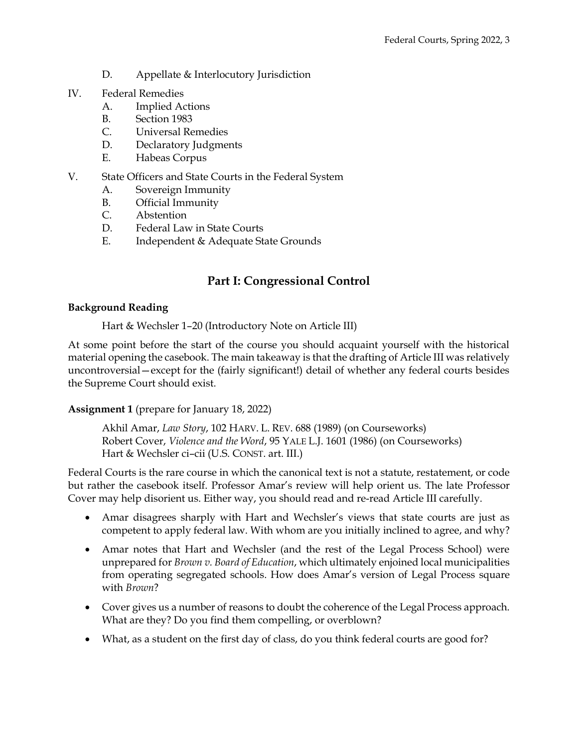D. Appellate & Interlocutory Jurisdiction

IV. Federal Remedies
   A. Implied Actions
   B. Section 1983
   C. Universal Remedies
   D. Declaratory Judgments
   E. Habeas Corpus

V. State Officers and State Courts in the Federal System
   A. Sovereign Immunity
   B. Official Immunity
   C. Abstention
   D. Federal Law in State Courts
   E. Independent & Adequate State Grounds

## Part I: Congressional Control

**Background Reading**

Hart & Wechsler 1–20 (Introductory Note on Article III)

At some point before the start of the course you should acquaint yourself with the historical material opening the casebook. The main takeaway is that the drafting of Article III was relatively uncontroversial—except for the (fairly significant!) detail of whether any federal courts besides the Supreme Court should exist.

**Assignment 1** (prepare for January 18, 2022)

Akhil Amar, *Law Story*, 102 HARV. L. REV. 688 (1989) (on Courseworks)
Robert Cover, *Violence and the Word*, 95 YALE L.J. 1601 (1986) (on Courseworks)
Hart & Wechsler ci–cii (U.S. CONST. art. III.)

Federal Courts is the rare course in which the canonical text is not a statute, restatement, or code but rather the casebook itself. Professor Amar's review will help orient us. The late Professor Cover may help disorient us. Either way, you should read and re-read Article III carefully.

- Amar disagrees sharply with Hart and Wechsler's views that state courts are just as competent to apply federal law. With whom are you initially inclined to agree, and why?
- Amar notes that Hart and Wechsler (and the rest of the Legal Process School) were unprepared for *Brown v. Board of Education*, which ultimately enjoined local municipalities from operating segregated schools. How does Amar's version of Legal Process square with *Brown*?
- Cover gives us a number of reasons to doubt the coherence of the Legal Process approach. What are they? Do you find them compelling, or overblown?
- What, as a student on the first day of class, do you think federal courts are good for?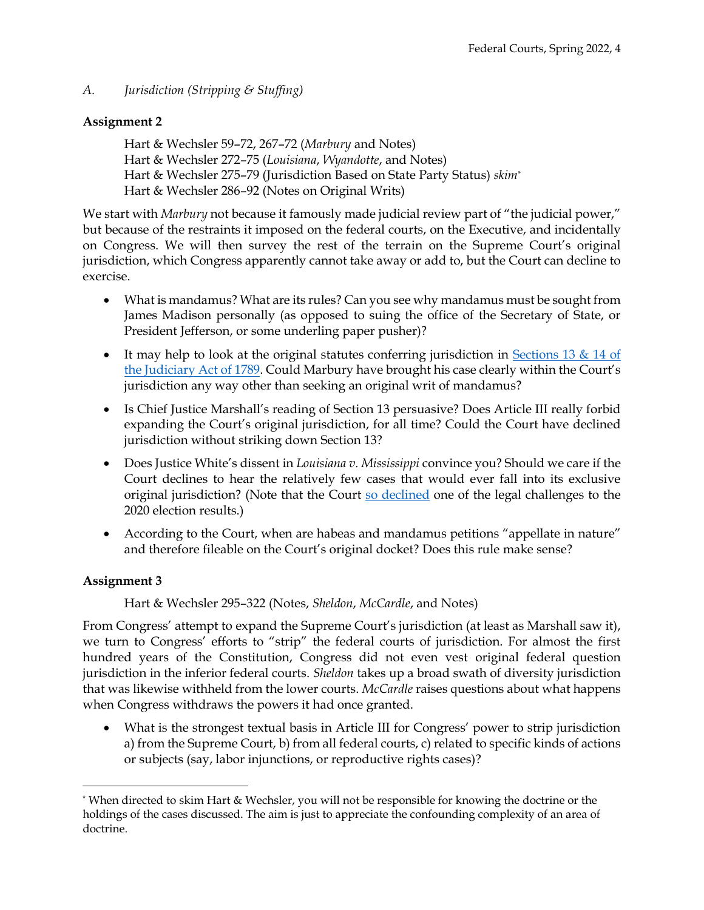*A. Jurisdiction (Stripping & Stuffing)*

**Assignment 2**

Hart & Wechsler 59–72, 267–72 (*Marbury* and Notes)
Hart & Wechsler 272–75 (*Louisiana*, *Wyandotte*, and Notes)
Hart & Wechsler 275–79 (Jurisdiction Based on State Party Status) *skim*[*]
Hart & Wechsler 286–92 (Notes on Original Writs)

We start with *Marbury* not because it famously made judicial review part of "the judicial power," but because of the restraints it imposed on the federal courts, on the Executive, and incidentally on Congress. We will then survey the rest of the terrain on the Supreme Court's original jurisdiction, which Congress apparently cannot take away or add to, but the Court can decline to exercise.

- What is mandamus? What are its rules? Can you see why mandamus must be sought from James Madison personally (as opposed to suing the office of the Secretary of State, or President Jefferson, or some underling paper pusher)?
- It may help to look at the original statutes conferring jurisdiction in Sections 13 & 14 of the Judiciary Act of 1789. Could Marbury have brought his case clearly within the Court's jurisdiction any way other than seeking an original writ of mandamus?
- Is Chief Justice Marshall's reading of Section 13 persuasive? Does Article III really forbid expanding the Court's original jurisdiction, for all time? Could the Court have declined jurisdiction without striking down Section 13?
- Does Justice White's dissent in *Louisiana v. Mississippi* convince you? Should we care if the Court declines to hear the relatively few cases that would ever fall into its exclusive original jurisdiction? (Note that the Court so declined one of the legal challenges to the 2020 election results.)
- According to the Court, when are habeas and mandamus petitions "appellate in nature" and therefore fileable on the Court's original docket? Does this rule make sense?

**Assignment 3**

Hart & Wechsler 295–322 (Notes, *Sheldon*, *McCardle*, and Notes)

From Congress' attempt to expand the Supreme Court's jurisdiction (at least as Marshall saw it), we turn to Congress' efforts to "strip" the federal courts of jurisdiction. For almost the first hundred years of the Constitution, Congress did not even vest original federal question jurisdiction in the inferior federal courts. *Sheldon* takes up a broad swath of diversity jurisdiction that was likewise withheld from the lower courts. *McCardle* raises questions about what happens when Congress withdraws the powers it had once granted.

- What is the strongest textual basis in Article III for Congress' power to strip jurisdiction a) from the Supreme Court, b) from all federal courts, c) related to specific kinds of actions or subjects (say, labor injunctions, or reproductive rights cases)?

---

[*] When directed to skim Hart & Wechsler, you will not be responsible for knowing the doctrine or the holdings of the cases discussed. The aim is just to appreciate the confounding complexity of an area of doctrine.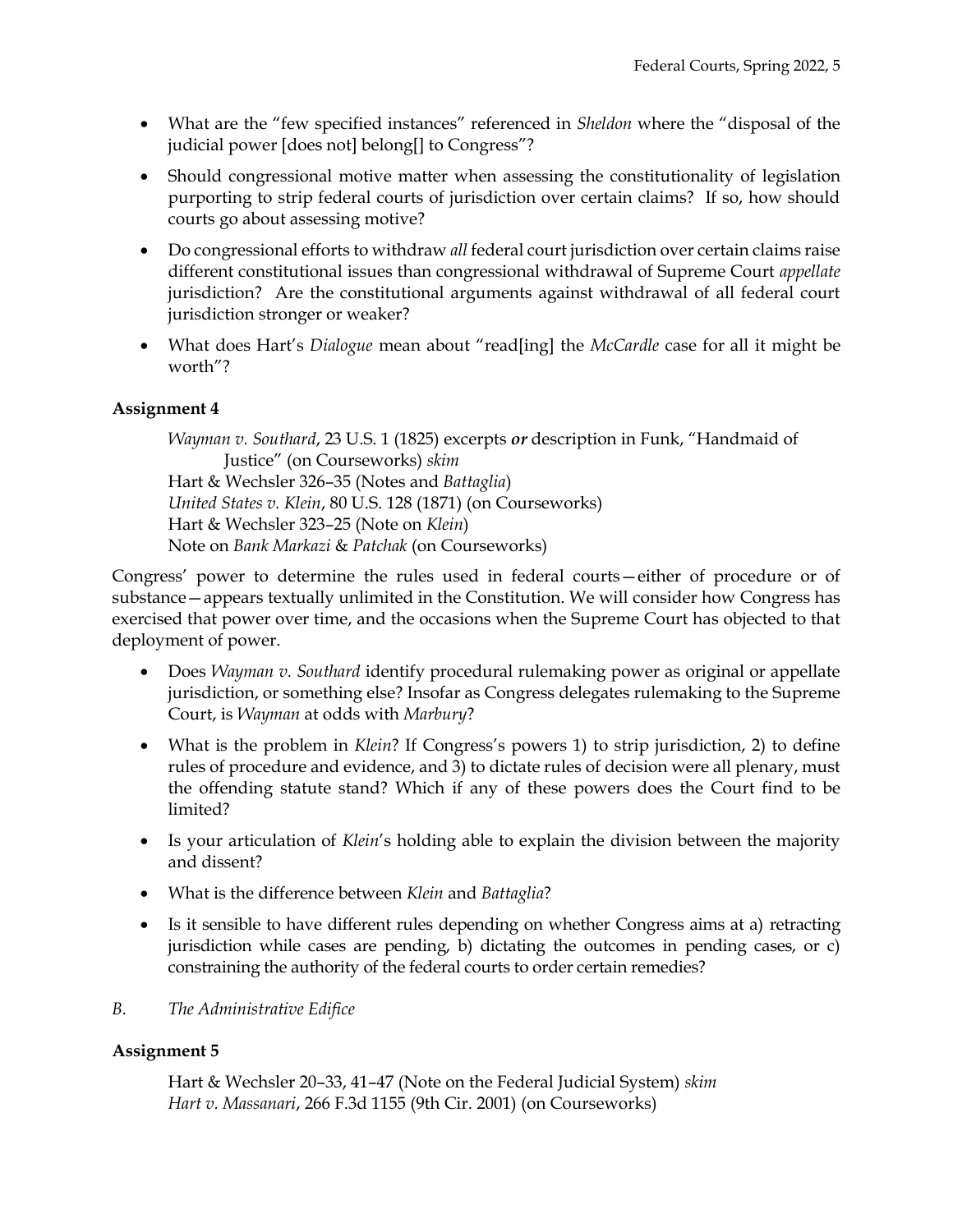- What are the "few specified instances" referenced in *Sheldon* where the "disposal of the judicial power [does not] belong[] to Congress"?
- Should congressional motive matter when assessing the constitutionality of legislation purporting to strip federal courts of jurisdiction over certain claims? If so, how should courts go about assessing motive?
- Do congressional efforts to withdraw *all* federal court jurisdiction over certain claims raise different constitutional issues than congressional withdrawal of Supreme Court *appellate* jurisdiction? Are the constitutional arguments against withdrawal of all federal court jurisdiction stronger or weaker?
- What does Hart's *Dialogue* mean about "read[ing] the *McCardle* case for all it might be worth"?

**Assignment 4**

> *Wayman v. Southard*, 23 U.S. 1 (1825) excerpts ***or*** description in Funk, "Handmaid of Justice" (on Courseworks) *skim*
> Hart & Wechsler 326–35 (Notes and *Battaglia*)
> *United States v. Klein*, 80 U.S. 128 (1871) (on Courseworks)
> Hart & Wechsler 323–25 (Note on *Klein*)
> Note on *Bank Markazi* & *Patchak* (on Courseworks)

Congress' power to determine the rules used in federal courts—either of procedure or of substance—appears textually unlimited in the Constitution. We will consider how Congress has exercised that power over time, and the occasions when the Supreme Court has objected to that deployment of power.

- Does *Wayman v. Southard* identify procedural rulemaking power as original or appellate jurisdiction, or something else? Insofar as Congress delegates rulemaking to the Supreme Court, is *Wayman* at odds with *Marbury*?
- What is the problem in *Klein*? If Congress's powers 1) to strip jurisdiction, 2) to define rules of procedure and evidence, and 3) to dictate rules of decision were all plenary, must the offending statute stand? Which if any of these powers does the Court find to be limited?
- Is your articulation of *Klein*'s holding able to explain the division between the majority and dissent?
- What is the difference between *Klein* and *Battaglia*?
- Is it sensible to have different rules depending on whether Congress aims at a) retracting jurisdiction while cases are pending, b) dictating the outcomes in pending cases, or c) constraining the authority of the federal courts to order certain remedies?

## *B. The Administrative Edifice*

**Assignment 5**

> Hart & Wechsler 20–33, 41–47 (Note on the Federal Judicial System) *skim*
> *Hart v. Massanari*, 266 F.3d 1155 (9th Cir. 2001) (on Courseworks)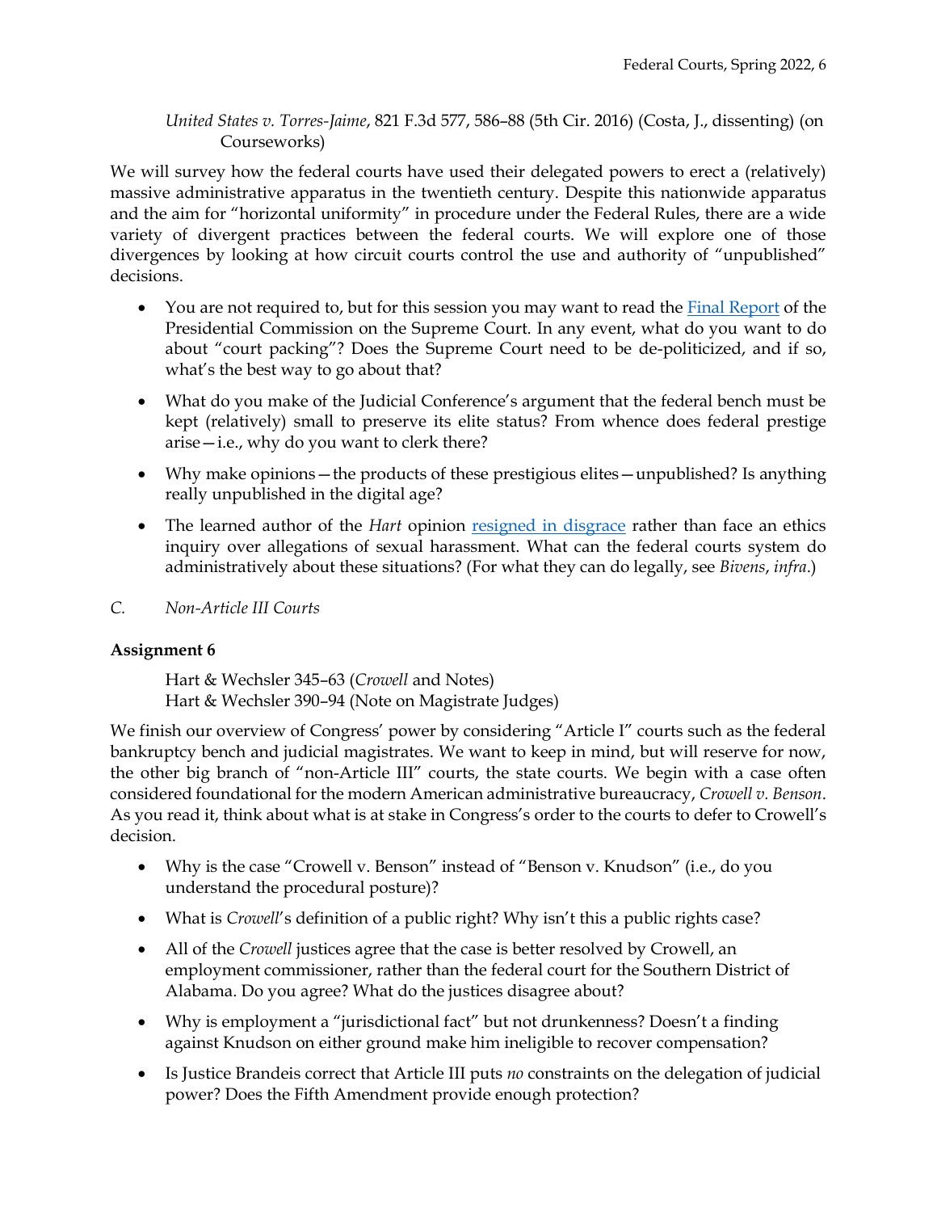*United States v. Torres-Jaime*, 821 F.3d 577, 586–88 (5th Cir. 2016) (Costa, J., dissenting) (on Courseworks)

We will survey how the federal courts have used their delegated powers to erect a (relatively) massive administrative apparatus in the twentieth century. Despite this nationwide apparatus and the aim for "horizontal uniformity" in procedure under the Federal Rules, there are a wide variety of divergent practices between the federal courts. We will explore one of those divergences by looking at how circuit courts control the use and authority of "unpublished" decisions.

- You are not required to, but for this session you may want to read the Final Report of the Presidential Commission on the Supreme Court. In any event, what do you want to do about "court packing"? Does the Supreme Court need to be de-politicized, and if so, what's the best way to go about that?
- What do you make of the Judicial Conference's argument that the federal bench must be kept (relatively) small to preserve its elite status? From whence does federal prestige arise—i.e., why do you want to clerk there?
- Why make opinions—the products of these prestigious elites—unpublished? Is anything really unpublished in the digital age?
- The learned author of the *Hart* opinion resigned in disgrace rather than face an ethics inquiry over allegations of sexual harassment. What can the federal courts system do administratively about these situations? (For what they can do legally, see *Bivens*, *infra*.)

### *C. Non-Article III Courts*

**Assignment 6**

Hart & Wechsler 345–63 (*Crowell* and Notes)
Hart & Wechsler 390–94 (Note on Magistrate Judges)

We finish our overview of Congress' power by considering "Article I" courts such as the federal bankruptcy bench and judicial magistrates. We want to keep in mind, but will reserve for now, the other big branch of "non-Article III" courts, the state courts. We begin with a case often considered foundational for the modern American administrative bureaucracy, *Crowell v. Benson*. As you read it, think about what is at stake in Congress's order to the courts to defer to Crowell's decision.

- Why is the case "Crowell v. Benson" instead of "Benson v. Knudson" (i.e., do you understand the procedural posture)?
- What is *Crowell*'s definition of a public right? Why isn't this a public rights case?
- All of the *Crowell* justices agree that the case is better resolved by Crowell, an employment commissioner, rather than the federal court for the Southern District of Alabama. Do you agree? What do the justices disagree about?
- Why is employment a "jurisdictional fact" but not drunkenness? Doesn't a finding against Knudson on either ground make him ineligible to recover compensation?
- Is Justice Brandeis correct that Article III puts *no* constraints on the delegation of judicial power? Does the Fifth Amendment provide enough protection?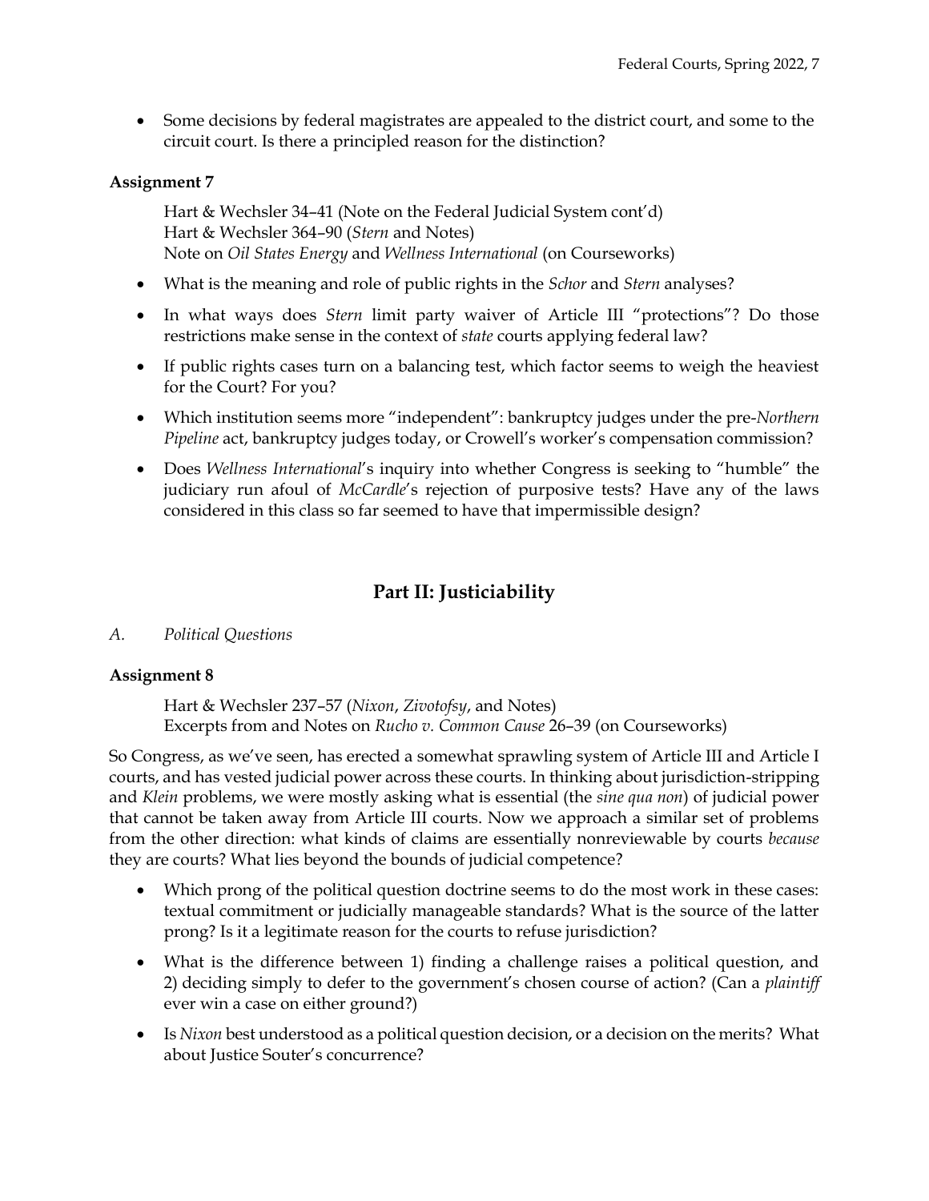- Some decisions by federal magistrates are appealed to the district court, and some to the circuit court. Is there a principled reason for the distinction?

**Assignment 7**

> Hart & Wechsler 34–41 (Note on the Federal Judicial System cont'd)
> Hart & Wechsler 364–90 (*Stern* and Notes)
> Note on *Oil States Energy* and *Wellness International* (on Courseworks)

- What is the meaning and role of public rights in the *Schor* and *Stern* analyses?
- In what ways does *Stern* limit party waiver of Article III "protections"? Do those restrictions make sense in the context of *state* courts applying federal law?
- If public rights cases turn on a balancing test, which factor seems to weigh the heaviest for the Court? For you?
- Which institution seems more "independent": bankruptcy judges under the pre-*Northern Pipeline* act, bankruptcy judges today, or Crowell's worker's compensation commission?
- Does *Wellness International*'s inquiry into whether Congress is seeking to "humble" the judiciary run afoul of *McCardle*'s rejection of purposive tests? Have any of the laws considered in this class so far seemed to have that impermissible design?

## Part II: Justiciability

*A. Political Questions*

**Assignment 8**

> Hart & Wechsler 237–57 (*Nixon*, *Zivotofsy*, and Notes)
> Excerpts from and Notes on *Rucho v. Common Cause* 26–39 (on Courseworks)

So Congress, as we've seen, has erected a somewhat sprawling system of Article III and Article I courts, and has vested judicial power across these courts. In thinking about jurisdiction-stripping and *Klein* problems, we were mostly asking what is essential (the *sine qua non*) of judicial power that cannot be taken away from Article III courts. Now we approach a similar set of problems from the other direction: what kinds of claims are essentially nonreviewable by courts *because* they are courts? What lies beyond the bounds of judicial competence?

- Which prong of the political question doctrine seems to do the most work in these cases: textual commitment or judicially manageable standards? What is the source of the latter prong? Is it a legitimate reason for the courts to refuse jurisdiction?
- What is the difference between 1) finding a challenge raises a political question, and 2) deciding simply to defer to the government's chosen course of action? (Can a *plaintiff* ever win a case on either ground?)
- Is *Nixon* best understood as a political question decision, or a decision on the merits? What about Justice Souter's concurrence?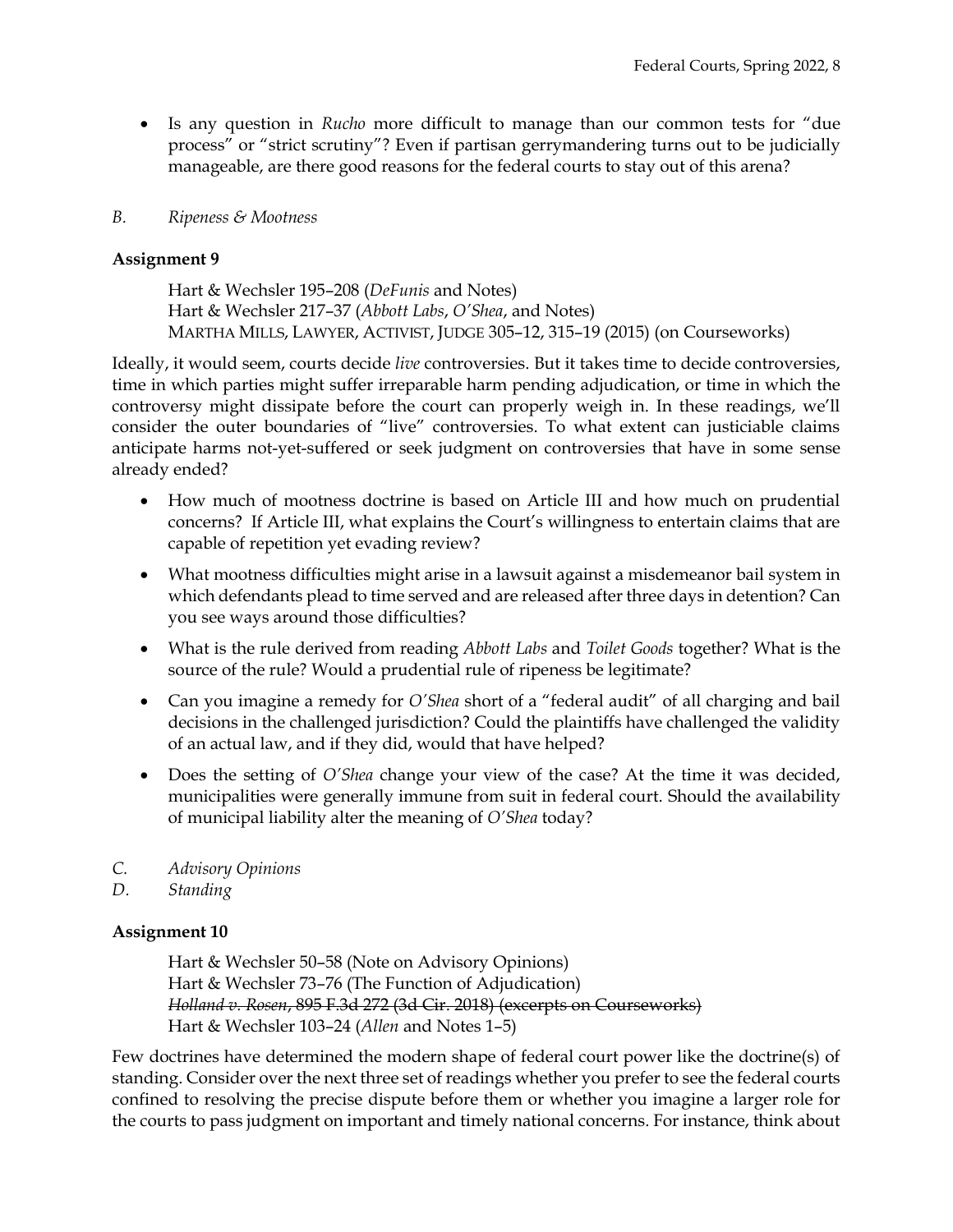- Is any question in *Rucho* more difficult to manage than our common tests for "due process" or "strict scrutiny"? Even if partisan gerrymandering turns out to be judicially manageable, are there good reasons for the federal courts to stay out of this arena?

*B. Ripeness & Mootness*

**Assignment 9**

> Hart & Wechsler 195–208 (*DeFunis* and Notes)
> Hart & Wechsler 217–37 (*Abbott Labs*, *O'Shea*, and Notes)
> MARTHA MILLS, LAWYER, ACTIVIST, JUDGE 305–12, 315–19 (2015) (on Courseworks)

Ideally, it would seem, courts decide *live* controversies. But it takes time to decide controversies, time in which parties might suffer irreparable harm pending adjudication, or time in which the controversy might dissipate before the court can properly weigh in. In these readings, we'll consider the outer boundaries of "live" controversies. To what extent can justiciable claims anticipate harms not-yet-suffered or seek judgment on controversies that have in some sense already ended?

- How much of mootness doctrine is based on Article III and how much on prudential concerns? If Article III, what explains the Court's willingness to entertain claims that are capable of repetition yet evading review?
- What mootness difficulties might arise in a lawsuit against a misdemeanor bail system in which defendants plead to time served and are released after three days in detention? Can you see ways around those difficulties?
- What is the rule derived from reading *Abbott Labs* and *Toilet Goods* together? What is the source of the rule? Would a prudential rule of ripeness be legitimate?
- Can you imagine a remedy for *O'Shea* short of a "federal audit" of all charging and bail decisions in the challenged jurisdiction? Could the plaintiffs have challenged the validity of an actual law, and if they did, would that have helped?
- Does the setting of *O'Shea* change your view of the case? At the time it was decided, municipalities were generally immune from suit in federal court. Should the availability of municipal liability alter the meaning of *O'Shea* today?

*C. Advisory Opinions*
*D. Standing*

**Assignment 10**

> Hart & Wechsler 50–58 (Note on Advisory Opinions)
> Hart & Wechsler 73–76 (The Function of Adjudication)
> ~~*Holland v. Rosen*, 895 F.3d 272 (3d Cir. 2018) (excerpts on Courseworks)~~
> Hart & Wechsler 103–24 (*Allen* and Notes 1–5)

Few doctrines have determined the modern shape of federal court power like the doctrine(s) of standing. Consider over the next three set of readings whether you prefer to see the federal courts confined to resolving the precise dispute before them or whether you imagine a larger role for the courts to pass judgment on important and timely national concerns. For instance, think about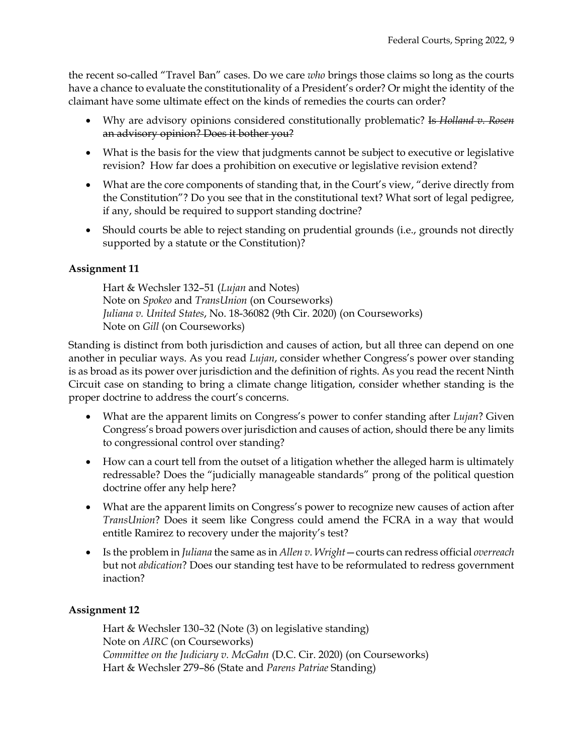the recent so-called "Travel Ban" cases. Do we care *who* brings those claims so long as the courts have a chance to evaluate the constitutionality of a President's order? Or might the identity of the claimant have some ultimate effect on the kinds of remedies the courts can order?

- Why are advisory opinions considered constitutionally problematic? ~~Is *Holland v. Rosen* an advisory opinion? Does it bother you?~~
- What is the basis for the view that judgments cannot be subject to executive or legislative revision? How far does a prohibition on executive or legislative revision extend?
- What are the core components of standing that, in the Court's view, "derive directly from the Constitution"? Do you see that in the constitutional text? What sort of legal pedigree, if any, should be required to support standing doctrine?
- Should courts be able to reject standing on prudential grounds (i.e., grounds not directly supported by a statute or the Constitution)?

### Assignment 11

Hart & Wechsler 132–51 (*Lujan* and Notes)
Note on *Spokeo* and *TransUnion* (on Courseworks)
*Juliana v. United States*, No. 18-36082 (9th Cir. 2020) (on Courseworks)
Note on *Gill* (on Courseworks)

Standing is distinct from both jurisdiction and causes of action, but all three can depend on one another in peculiar ways. As you read *Lujan*, consider whether Congress's power over standing is as broad as its power over jurisdiction and the definition of rights. As you read the recent Ninth Circuit case on standing to bring a climate change litigation, consider whether standing is the proper doctrine to address the court's concerns.

- What are the apparent limits on Congress's power to confer standing after *Lujan*? Given Congress's broad powers over jurisdiction and causes of action, should there be any limits to congressional control over standing?
- How can a court tell from the outset of a litigation whether the alleged harm is ultimately redressable? Does the "judicially manageable standards" prong of the political question doctrine offer any help here?
- What are the apparent limits on Congress's power to recognize new causes of action after *TransUnion*? Does it seem like Congress could amend the FCRA in a way that would entitle Ramirez to recovery under the majority's test?
- Is the problem in *Juliana* the same as in *Allen v. Wright*—courts can redress official *overreach* but not *abdication*? Does our standing test have to be reformulated to redress government inaction?

### Assignment 12

Hart & Wechsler 130–32 (Note (3) on legislative standing)
Note on *AIRC* (on Courseworks)
*Committee on the Judiciary v. McGahn* (D.C. Cir. 2020) (on Courseworks)
Hart & Wechsler 279–86 (State and *Parens Patriae* Standing)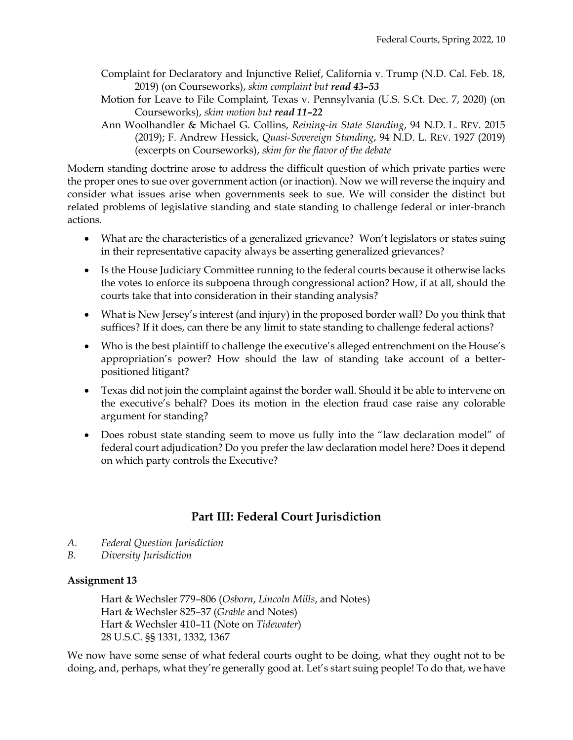Complaint for Declaratory and Injunctive Relief, California v. Trump (N.D. Cal. Feb. 18, 2019) (on Courseworks), *skim complaint but **read 43–53***

Motion for Leave to File Complaint, Texas v. Pennsylvania (U.S. S.Ct. Dec. 7, 2020) (on Courseworks), *skim motion but **read 11–22***

Ann Woolhandler & Michael G. Collins, *Reining-in State Standing*, 94 N.D. L. REV. 2015 (2019); F. Andrew Hessick, *Quasi-Sovereign Standing*, 94 N.D. L. REV. 1927 (2019) (excerpts on Courseworks), *skim for the flavor of the debate*

Modern standing doctrine arose to address the difficult question of which private parties were the proper ones to sue over government action (or inaction). Now we will reverse the inquiry and consider what issues arise when governments seek to sue. We will consider the distinct but related problems of legislative standing and state standing to challenge federal or inter-branch actions.

- What are the characteristics of a generalized grievance? Won't legislators or states suing in their representative capacity always be asserting generalized grievances?
- Is the House Judiciary Committee running to the federal courts because it otherwise lacks the votes to enforce its subpoena through congressional action? How, if at all, should the courts take that into consideration in their standing analysis?
- What is New Jersey's interest (and injury) in the proposed border wall? Do you think that suffices? If it does, can there be any limit to state standing to challenge federal actions?
- Who is the best plaintiff to challenge the executive's alleged entrenchment on the House's appropriation's power? How should the law of standing take account of a better-positioned litigant?
- Texas did not join the complaint against the border wall. Should it be able to intervene on the executive's behalf? Does its motion in the election fraud case raise any colorable argument for standing?
- Does robust state standing seem to move us fully into the "law declaration model" of federal court adjudication? Do you prefer the law declaration model here? Does it depend on which party controls the Executive?

## Part III: Federal Court Jurisdiction

*A. Federal Question Jurisdiction*

*B. Diversity Jurisdiction*

### Assignment 13

Hart & Wechsler 779–806 (*Osborn*, *Lincoln Mills*, and Notes)

Hart & Wechsler 825–37 (*Grable* and Notes)

Hart & Wechsler 410–11 (Note on *Tidewater*)

28 U.S.C. §§ 1331, 1332, 1367

We now have some sense of what federal courts ought to be doing, what they ought not to be doing, and, perhaps, what they're generally good at. Let's start suing people! To do that, we have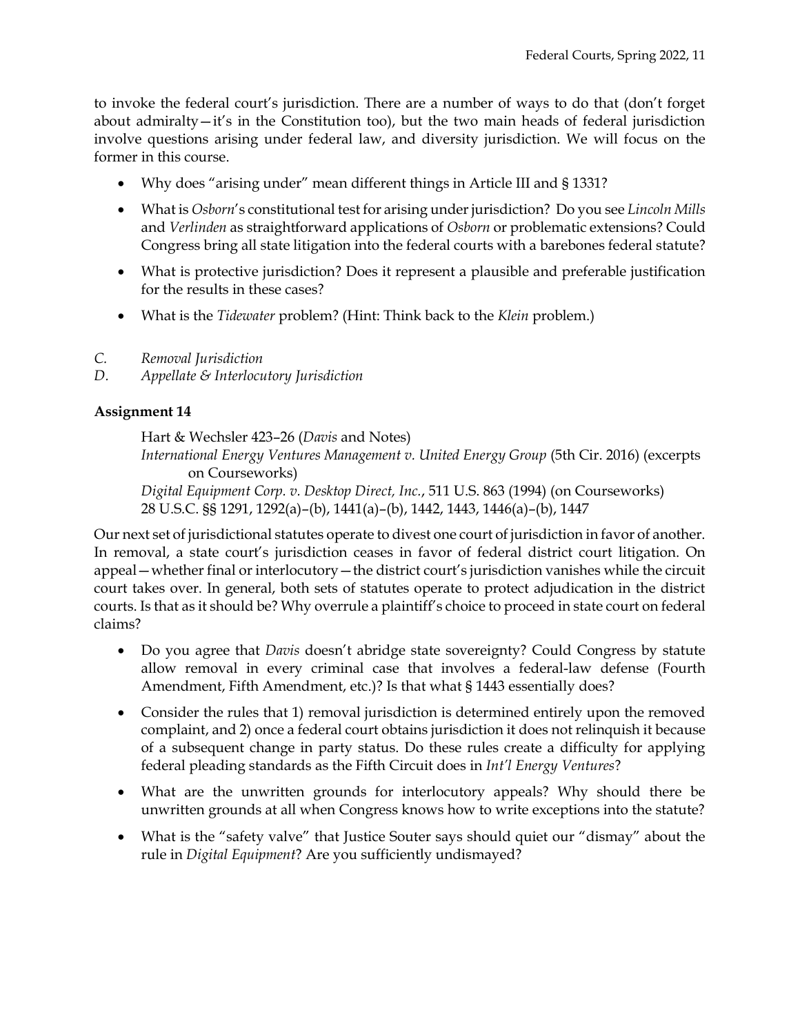to invoke the federal court's jurisdiction. There are a number of ways to do that (don't forget about admiralty—it's in the Constitution too), but the two main heads of federal jurisdiction involve questions arising under federal law, and diversity jurisdiction. We will focus on the former in this course.

- Why does "arising under" mean different things in Article III and § 1331?
- What is *Osborn*'s constitutional test for arising under jurisdiction? Do you see *Lincoln Mills* and *Verlinden* as straightforward applications of *Osborn* or problematic extensions? Could Congress bring all state litigation into the federal courts with a barebones federal statute?
- What is protective jurisdiction? Does it represent a plausible and preferable justification for the results in these cases?
- What is the *Tidewater* problem? (Hint: Think back to the *Klein* problem.)

*C. Removal Jurisdiction*

*D. Appellate & Interlocutory Jurisdiction*

**Assignment 14**

> Hart & Wechsler 423–26 (*Davis* and Notes)
> *International Energy Ventures Management v. United Energy Group* (5th Cir. 2016) (excerpts on Courseworks)
> *Digital Equipment Corp. v. Desktop Direct, Inc.*, 511 U.S. 863 (1994) (on Courseworks)
> 28 U.S.C. §§ 1291, 1292(a)–(b), 1441(a)–(b), 1442, 1443, 1446(a)–(b), 1447

Our next set of jurisdictional statutes operate to divest one court of jurisdiction in favor of another. In removal, a state court's jurisdiction ceases in favor of federal district court litigation. On appeal—whether final or interlocutory—the district court's jurisdiction vanishes while the circuit court takes over. In general, both sets of statutes operate to protect adjudication in the district courts. Is that as it should be? Why overrule a plaintiff's choice to proceed in state court on federal claims?

- Do you agree that *Davis* doesn't abridge state sovereignty? Could Congress by statute allow removal in every criminal case that involves a federal-law defense (Fourth Amendment, Fifth Amendment, etc.)? Is that what § 1443 essentially does?
- Consider the rules that 1) removal jurisdiction is determined entirely upon the removed complaint, and 2) once a federal court obtains jurisdiction it does not relinquish it because of a subsequent change in party status. Do these rules create a difficulty for applying federal pleading standards as the Fifth Circuit does in *Int'l Energy Ventures*?
- What are the unwritten grounds for interlocutory appeals? Why should there be unwritten grounds at all when Congress knows how to write exceptions into the statute?
- What is the "safety valve" that Justice Souter says should quiet our "dismay" about the rule in *Digital Equipment*? Are you sufficiently undismayed?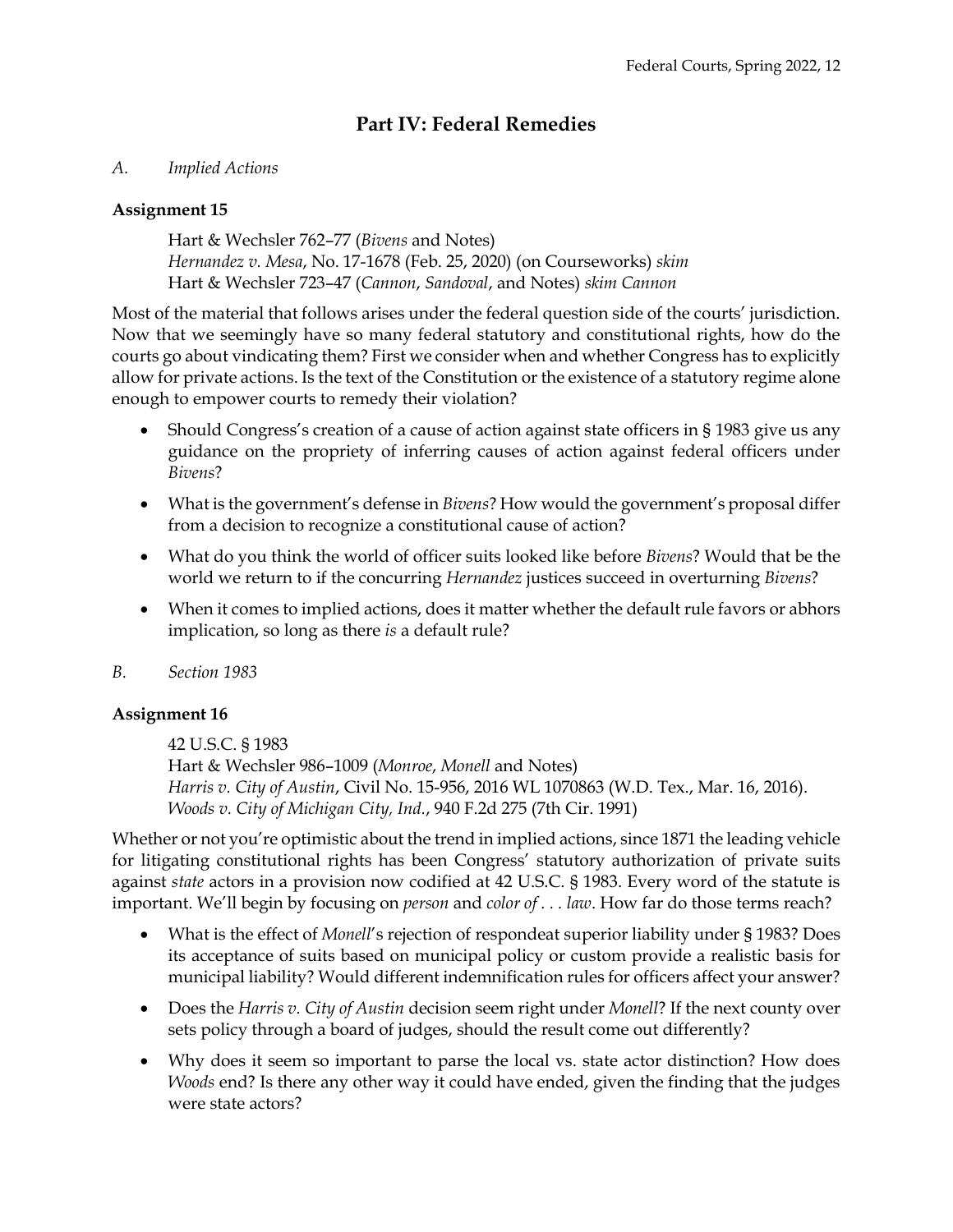## Part IV: Federal Remedies

*A. Implied Actions*

**Assignment 15**

> Hart & Wechsler 762–77 (*Bivens* and Notes)
> *Hernandez v. Mesa*, No. 17-1678 (Feb. 25, 2020) (on Courseworks) *skim*
> Hart & Wechsler 723–47 (*Cannon*, *Sandoval*, and Notes) *skim Cannon*

Most of the material that follows arises under the federal question side of the courts' jurisdiction. Now that we seemingly have so many federal statutory and constitutional rights, how do the courts go about vindicating them? First we consider when and whether Congress has to explicitly allow for private actions. Is the text of the Constitution or the existence of a statutory regime alone enough to empower courts to remedy their violation?

- Should Congress's creation of a cause of action against state officers in § 1983 give us any guidance on the propriety of inferring causes of action against federal officers under *Bivens*?
- What is the government's defense in *Bivens*? How would the government's proposal differ from a decision to recognize a constitutional cause of action?
- What do you think the world of officer suits looked like before *Bivens*? Would that be the world we return to if the concurring *Hernandez* justices succeed in overturning *Bivens*?
- When it comes to implied actions, does it matter whether the default rule favors or abhors implication, so long as there *is* a default rule?

*B. Section 1983*

**Assignment 16**

> 42 U.S.C. § 1983
> Hart & Wechsler 986–1009 (*Monroe*, *Monell* and Notes)
> *Harris v. City of Austin*, Civil No. 15-956, 2016 WL 1070863 (W.D. Tex., Mar. 16, 2016).
> *Woods v. City of Michigan City, Ind.*, 940 F.2d 275 (7th Cir. 1991)

Whether or not you're optimistic about the trend in implied actions, since 1871 the leading vehicle for litigating constitutional rights has been Congress' statutory authorization of private suits against *state* actors in a provision now codified at 42 U.S.C. § 1983. Every word of the statute is important. We'll begin by focusing on *person* and *color of . . . law*. How far do those terms reach?

- What is the effect of *Monell*'s rejection of respondeat superior liability under § 1983? Does its acceptance of suits based on municipal policy or custom provide a realistic basis for municipal liability? Would different indemnification rules for officers affect your answer?
- Does the *Harris v. City of Austin* decision seem right under *Monell*? If the next county over sets policy through a board of judges, should the result come out differently?
- Why does it seem so important to parse the local vs. state actor distinction? How does *Woods* end? Is there any other way it could have ended, given the finding that the judges were state actors?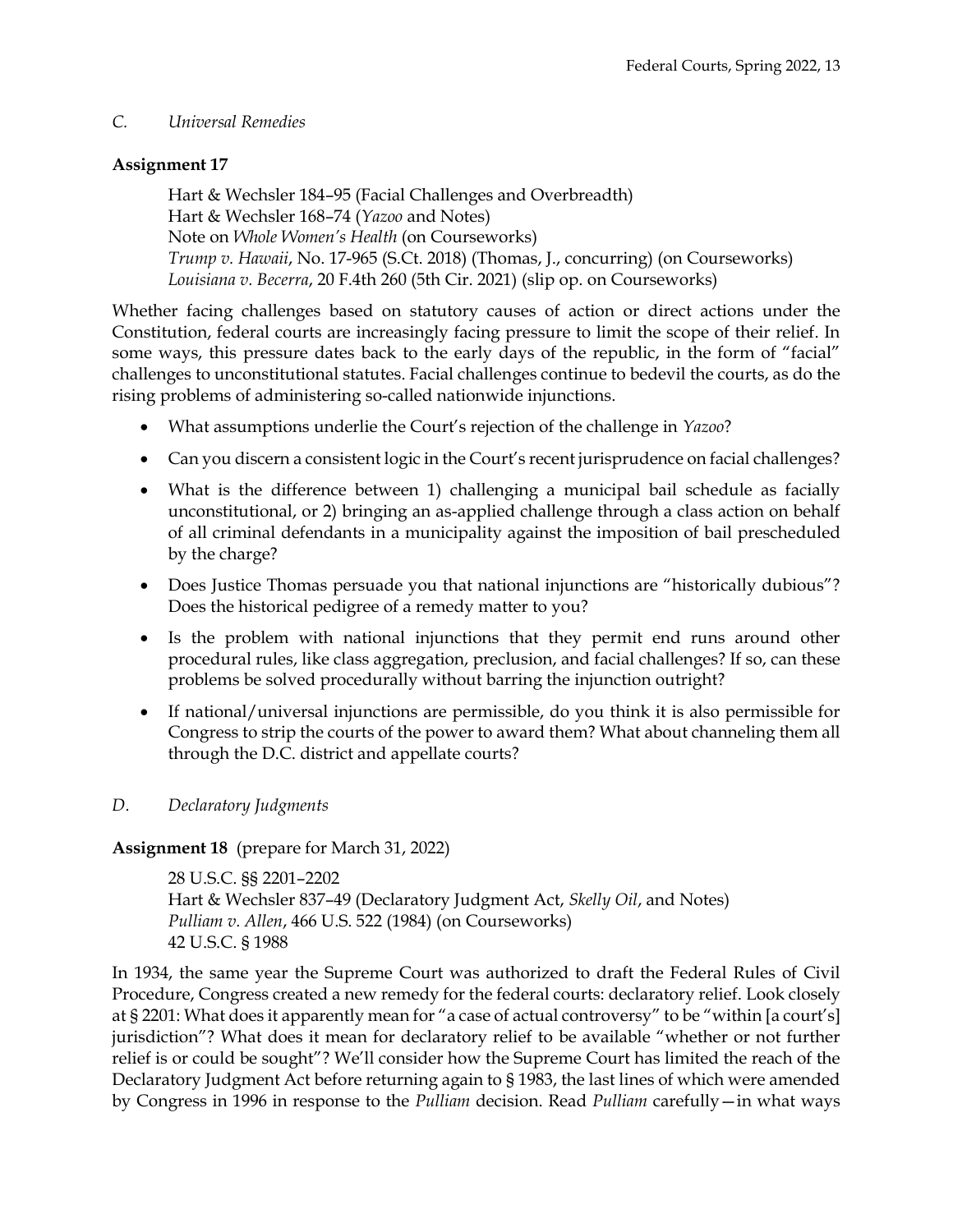*C. Universal Remedies*

**Assignment 17**

Hart & Wechsler 184–95 (Facial Challenges and Overbreadth)
Hart & Wechsler 168–74 (*Yazoo* and Notes)
Note on *Whole Women's Health* (on Courseworks)
*Trump v. Hawaii*, No. 17-965 (S.Ct. 2018) (Thomas, J., concurring) (on Courseworks)
*Louisiana v. Becerra*, 20 F.4th 260 (5th Cir. 2021) (slip op. on Courseworks)

Whether facing challenges based on statutory causes of action or direct actions under the Constitution, federal courts are increasingly facing pressure to limit the scope of their relief. In some ways, this pressure dates back to the early days of the republic, in the form of "facial" challenges to unconstitutional statutes. Facial challenges continue to bedevil the courts, as do the rising problems of administering so-called nationwide injunctions.

- What assumptions underlie the Court's rejection of the challenge in *Yazoo*?
- Can you discern a consistent logic in the Court's recent jurisprudence on facial challenges?
- What is the difference between 1) challenging a municipal bail schedule as facially unconstitutional, or 2) bringing an as-applied challenge through a class action on behalf of all criminal defendants in a municipality against the imposition of bail prescheduled by the charge?
- Does Justice Thomas persuade you that national injunctions are "historically dubious"? Does the historical pedigree of a remedy matter to you?
- Is the problem with national injunctions that they permit end runs around other procedural rules, like class aggregation, preclusion, and facial challenges? If so, can these problems be solved procedurally without barring the injunction outright?
- If national/universal injunctions are permissible, do you think it is also permissible for Congress to strip the courts of the power to award them? What about channeling them all through the D.C. district and appellate courts?

*D. Declaratory Judgments*

**Assignment 18** (prepare for March 31, 2022)

28 U.S.C. §§ 2201–2202
Hart & Wechsler 837–49 (Declaratory Judgment Act, *Skelly Oil*, and Notes)
*Pulliam v. Allen*, 466 U.S. 522 (1984) (on Courseworks)
42 U.S.C. § 1988

In 1934, the same year the Supreme Court was authorized to draft the Federal Rules of Civil Procedure, Congress created a new remedy for the federal courts: declaratory relief. Look closely at § 2201: What does it apparently mean for "a case of actual controversy" to be "within [a court's] jurisdiction"? What does it mean for declaratory relief to be available "whether or not further relief is or could be sought"? We'll consider how the Supreme Court has limited the reach of the Declaratory Judgment Act before returning again to § 1983, the last lines of which were amended by Congress in 1996 in response to the *Pulliam* decision. Read *Pulliam* carefully—in what ways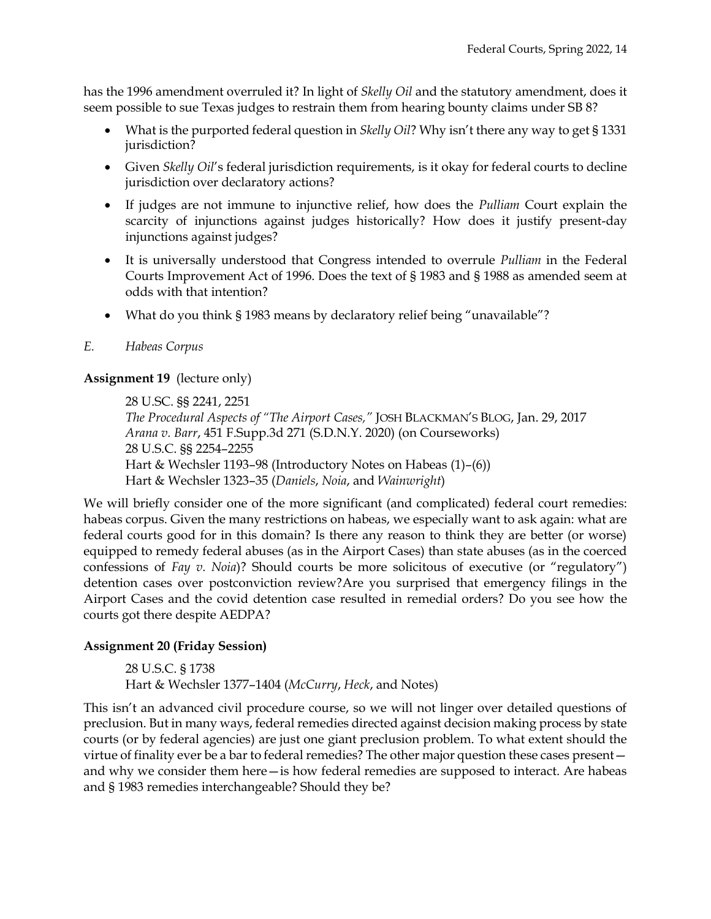has the 1996 amendment overruled it? In light of *Skelly Oil* and the statutory amendment, does it seem possible to sue Texas judges to restrain them from hearing bounty claims under SB 8?

- What is the purported federal question in *Skelly Oil*? Why isn't there any way to get § 1331 jurisdiction?
- Given *Skelly Oil*'s federal jurisdiction requirements, is it okay for federal courts to decline jurisdiction over declaratory actions?
- If judges are not immune to injunctive relief, how does the *Pulliam* Court explain the scarcity of injunctions against judges historically? How does it justify present-day injunctions against judges?
- It is universally understood that Congress intended to overrule *Pulliam* in the Federal Courts Improvement Act of 1996. Does the text of § 1983 and § 1988 as amended seem at odds with that intention?
- What do you think § 1983 means by declaratory relief being "unavailable"?

### E. *Habeas Corpus*

**Assignment 19** (lecture only)

> 28 U.SC. §§ 2241, 2251
> *The Procedural Aspects of "The Airport Cases,"* JOSH BLACKMAN'S BLOG, Jan. 29, 2017
> *Arana v. Barr*, 451 F.Supp.3d 271 (S.D.N.Y. 2020) (on Courseworks)
> 28 U.S.C. §§ 2254–2255
> Hart & Wechsler 1193–98 (Introductory Notes on Habeas (1)–(6))
> Hart & Wechsler 1323–35 (*Daniels*, *Noia*, and *Wainwright*)

We will briefly consider one of the more significant (and complicated) federal court remedies: habeas corpus. Given the many restrictions on habeas, we especially want to ask again: what are federal courts good for in this domain? Is there any reason to think they are better (or worse) equipped to remedy federal abuses (as in the Airport Cases) than state abuses (as in the coerced confessions of *Fay v. Noia*)? Should courts be more solicitous of executive (or "regulatory") detention cases over postconviction review?Are you surprised that emergency filings in the Airport Cases and the covid detention case resulted in remedial orders? Do you see how the courts got there despite AEDPA?

**Assignment 20 (Friday Session)**

> 28 U.S.C. § 1738
> Hart & Wechsler 1377–1404 (*McCurry*, *Heck*, and Notes)

This isn't an advanced civil procedure course, so we will not linger over detailed questions of preclusion. But in many ways, federal remedies directed against decision making process by state courts (or by federal agencies) are just one giant preclusion problem. To what extent should the virtue of finality ever be a bar to federal remedies? The other major question these cases present—and why we consider them here—is how federal remedies are supposed to interact. Are habeas and § 1983 remedies interchangeable? Should they be?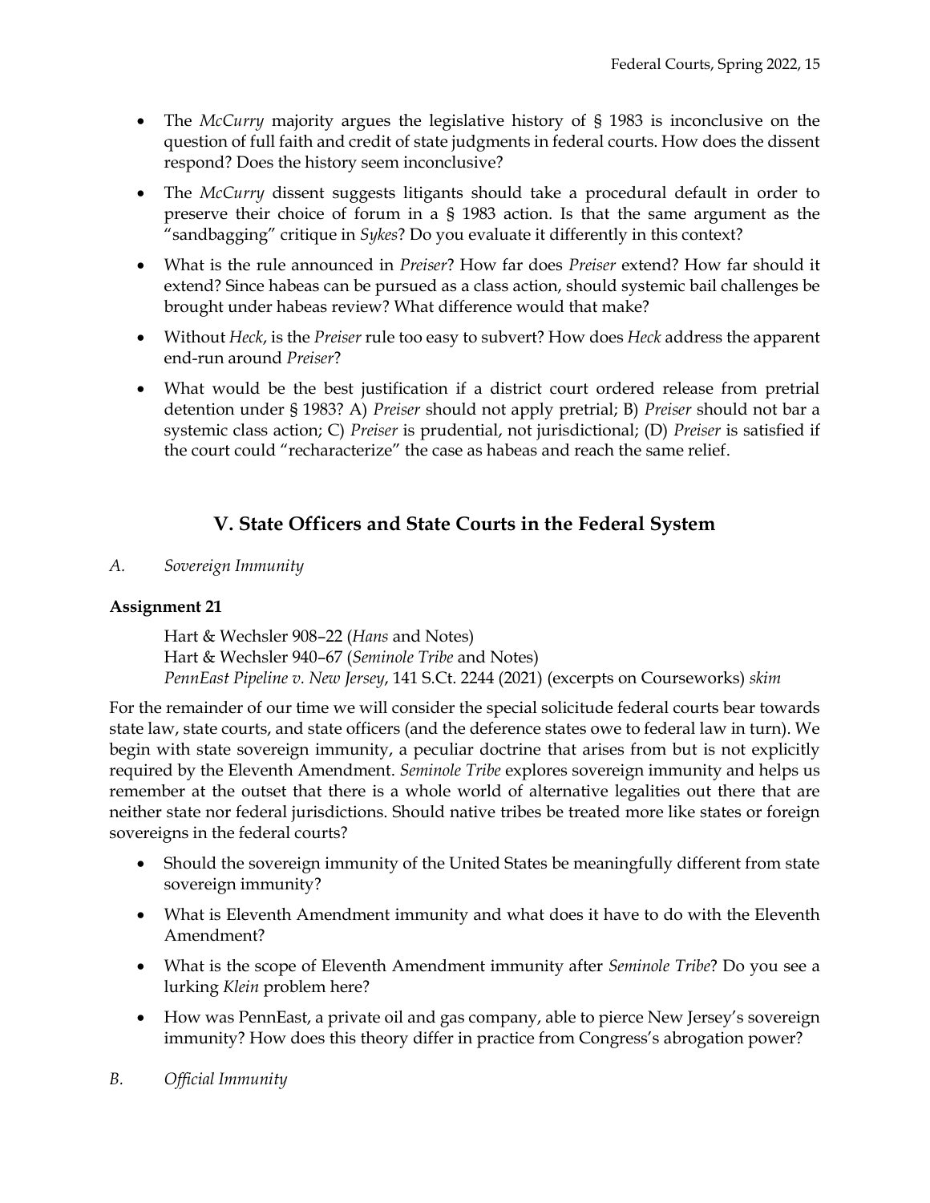- The *McCurry* majority argues the legislative history of § 1983 is inconclusive on the question of full faith and credit of state judgments in federal courts. How does the dissent respond? Does the history seem inconclusive?
- The *McCurry* dissent suggests litigants should take a procedural default in order to preserve their choice of forum in a § 1983 action. Is that the same argument as the "sandbagging" critique in *Sykes*? Do you evaluate it differently in this context?
- What is the rule announced in *Preiser*? How far does *Preiser* extend? How far should it extend? Since habeas can be pursued as a class action, should systemic bail challenges be brought under habeas review? What difference would that make?
- Without *Heck*, is the *Preiser* rule too easy to subvert? How does *Heck* address the apparent end-run around *Preiser*?
- What would be the best justification if a district court ordered release from pretrial detention under § 1983? A) *Preiser* should not apply pretrial; B) *Preiser* should not bar a systemic class action; C) *Preiser* is prudential, not jurisdictional; (D) *Preiser* is satisfied if the court could "recharacterize" the case as habeas and reach the same relief.

## V. State Officers and State Courts in the Federal System

*A. Sovereign Immunity*

**Assignment 21**

Hart & Wechsler 908–22 (*Hans* and Notes)
Hart & Wechsler 940–67 (*Seminole Tribe* and Notes)
*PennEast Pipeline v. New Jersey*, 141 S.Ct. 2244 (2021) (excerpts on Courseworks) *skim*

For the remainder of our time we will consider the special solicitude federal courts bear towards state law, state courts, and state officers (and the deference states owe to federal law in turn). We begin with state sovereign immunity, a peculiar doctrine that arises from but is not explicitly required by the Eleventh Amendment. *Seminole Tribe* explores sovereign immunity and helps us remember at the outset that there is a whole world of alternative legalities out there that are neither state nor federal jurisdictions. Should native tribes be treated more like states or foreign sovereigns in the federal courts?

- Should the sovereign immunity of the United States be meaningfully different from state sovereign immunity?
- What is Eleventh Amendment immunity and what does it have to do with the Eleventh Amendment?
- What is the scope of Eleventh Amendment immunity after *Seminole Tribe*? Do you see a lurking *Klein* problem here?
- How was PennEast, a private oil and gas company, able to pierce New Jersey's sovereign immunity? How does this theory differ in practice from Congress's abrogation power?

*B. Official Immunity*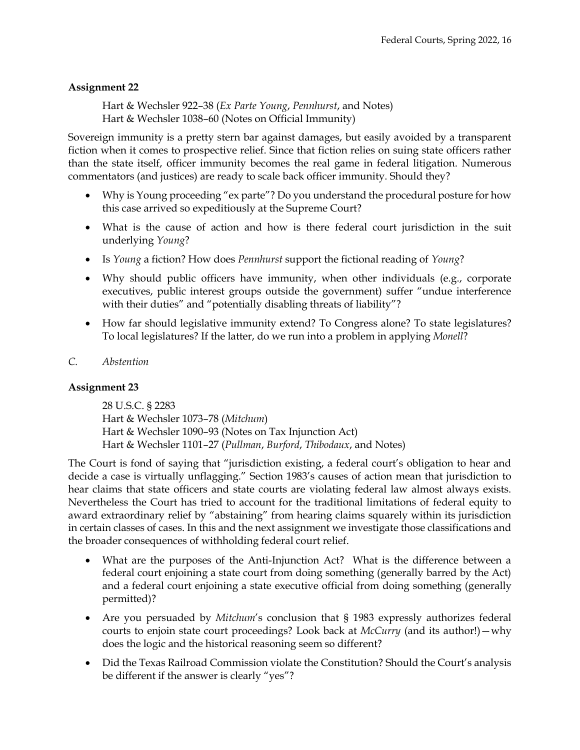**Assignment 22**

Hart & Wechsler 922–38 (*Ex Parte Young*, *Pennhurst*, and Notes)
Hart & Wechsler 1038–60 (Notes on Official Immunity)

Sovereign immunity is a pretty stern bar against damages, but easily avoided by a transparent fiction when it comes to prospective relief. Since that fiction relies on suing state officers rather than the state itself, officer immunity becomes the real game in federal litigation. Numerous commentators (and justices) are ready to scale back officer immunity. Should they?

- Why is Young proceeding "ex parte"? Do you understand the procedural posture for how this case arrived so expeditiously at the Supreme Court?
- What is the cause of action and how is there federal court jurisdiction in the suit underlying *Young*?
- Is *Young* a fiction? How does *Pennhurst* support the fictional reading of *Young*?
- Why should public officers have immunity, when other individuals (e.g., corporate executives, public interest groups outside the government) suffer "undue interference with their duties" and "potentially disabling threats of liability"?
- How far should legislative immunity extend? To Congress alone? To state legislatures? To local legislatures? If the latter, do we run into a problem in applying *Monell*?

*C. Abstention*

**Assignment 23**

28 U.S.C. § 2283
Hart & Wechsler 1073–78 (*Mitchum*)
Hart & Wechsler 1090–93 (Notes on Tax Injunction Act)
Hart & Wechsler 1101–27 (*Pullman*, *Burford*, *Thibodaux*, and Notes)

The Court is fond of saying that "jurisdiction existing, a federal court's obligation to hear and decide a case is virtually unflagging." Section 1983's causes of action mean that jurisdiction to hear claims that state officers and state courts are violating federal law almost always exists. Nevertheless the Court has tried to account for the traditional limitations of federal equity to award extraordinary relief by "abstaining" from hearing claims squarely within its jurisdiction in certain classes of cases. In this and the next assignment we investigate those classifications and the broader consequences of withholding federal court relief.

- What are the purposes of the Anti-Injunction Act? What is the difference between a federal court enjoining a state court from doing something (generally barred by the Act) and a federal court enjoining a state executive official from doing something (generally permitted)?
- Are you persuaded by *Mitchum*'s conclusion that § 1983 expressly authorizes federal courts to enjoin state court proceedings? Look back at *McCurry* (and its author!)—why does the logic and the historical reasoning seem so different?
- Did the Texas Railroad Commission violate the Constitution? Should the Court's analysis be different if the answer is clearly "yes"?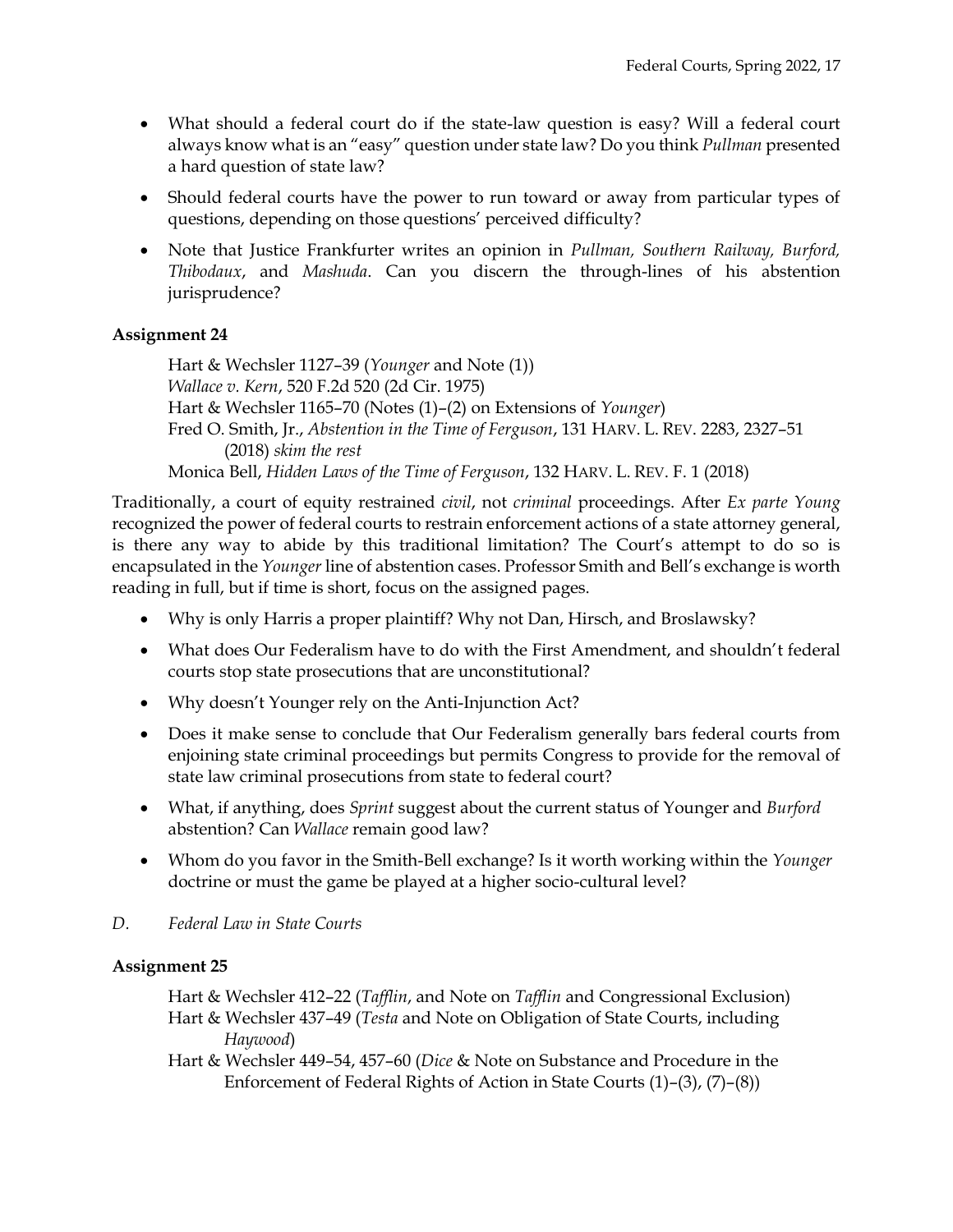- What should a federal court do if the state-law question is easy? Will a federal court always know what is an "easy" question under state law? Do you think *Pullman* presented a hard question of state law?
- Should federal courts have the power to run toward or away from particular types of questions, depending on those questions' perceived difficulty?
- Note that Justice Frankfurter writes an opinion in *Pullman, Southern Railway, Burford, Thibodaux*, and *Mashuda*. Can you discern the through-lines of his abstention jurisprudence?

**Assignment 24**

> Hart & Wechsler 1127–39 (*Younger* and Note (1))
> *Wallace v. Kern*, 520 F.2d 520 (2d Cir. 1975)
> Hart & Wechsler 1165–70 (Notes (1)–(2) on Extensions of *Younger*)
> Fred O. Smith, Jr., *Abstention in the Time of Ferguson*, 131 HARV. L. REV. 2283, 2327–51 (2018) *skim the rest*
> Monica Bell, *Hidden Laws of the Time of Ferguson*, 132 HARV. L. REV. F. 1 (2018)

Traditionally, a court of equity restrained *civil*, not *criminal* proceedings. After *Ex parte Young* recognized the power of federal courts to restrain enforcement actions of a state attorney general, is there any way to abide by this traditional limitation? The Court's attempt to do so is encapsulated in the *Younger* line of abstention cases. Professor Smith and Bell's exchange is worth reading in full, but if time is short, focus on the assigned pages.

- Why is only Harris a proper plaintiff? Why not Dan, Hirsch, and Broslawsky?
- What does Our Federalism have to do with the First Amendment, and shouldn't federal courts stop state prosecutions that are unconstitutional?
- Why doesn't Younger rely on the Anti-Injunction Act?
- Does it make sense to conclude that Our Federalism generally bars federal courts from enjoining state criminal proceedings but permits Congress to provide for the removal of state law criminal prosecutions from state to federal court?
- What, if anything, does *Sprint* suggest about the current status of Younger and *Burford* abstention? Can *Wallace* remain good law?
- Whom do you favor in the Smith-Bell exchange? Is it worth working within the *Younger* doctrine or must the game be played at a higher socio-cultural level?

*D. Federal Law in State Courts*

**Assignment 25**

> Hart & Wechsler 412–22 (*Tafflin*, and Note on *Tafflin* and Congressional Exclusion)
> Hart & Wechsler 437–49 (*Testa* and Note on Obligation of State Courts, including *Haywood*)
> Hart & Wechsler 449–54, 457–60 (*Dice* & Note on Substance and Procedure in the Enforcement of Federal Rights of Action in State Courts (1)–(3), (7)–(8))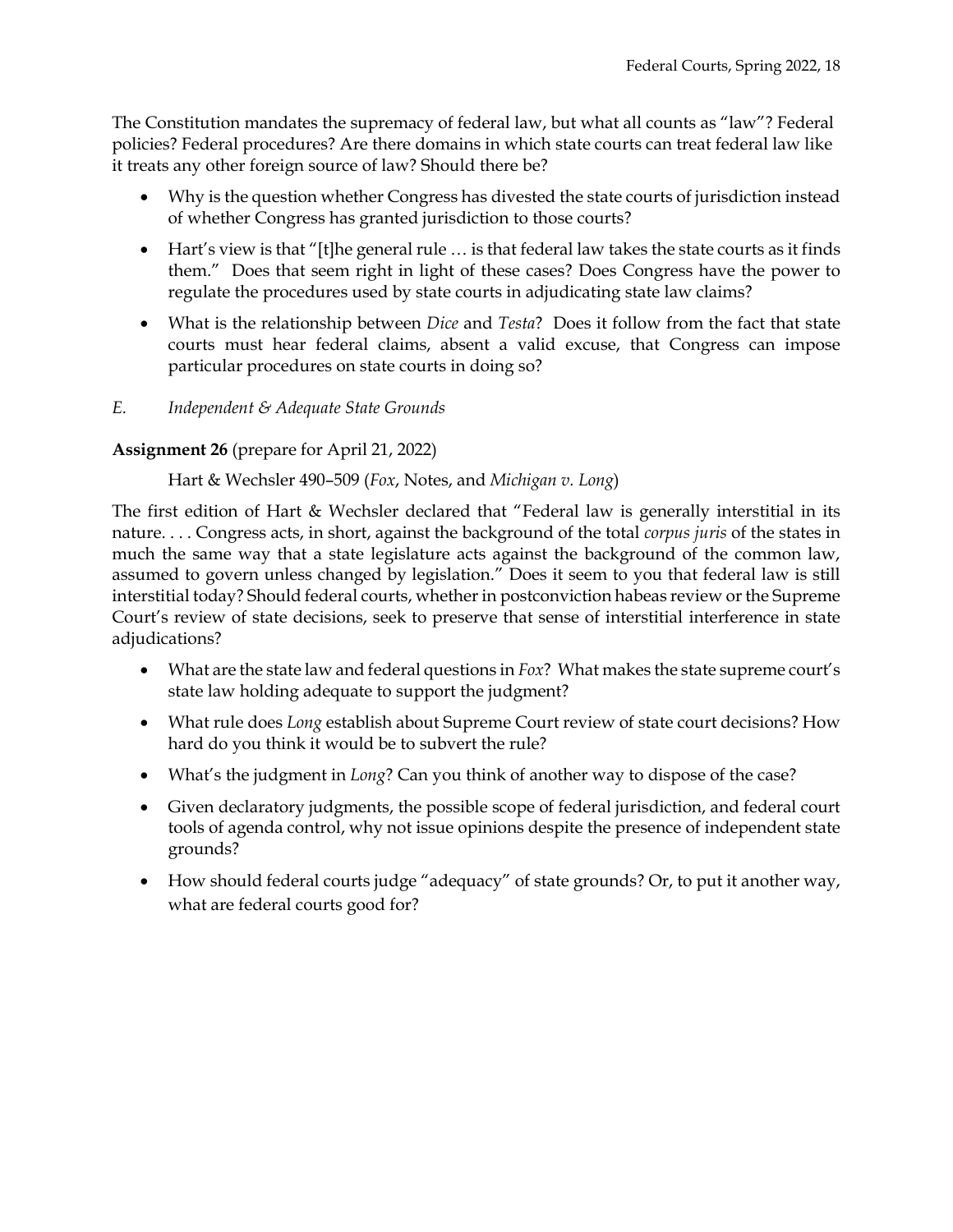The Constitution mandates the supremacy of federal law, but what all counts as "law"? Federal policies? Federal procedures? Are there domains in which state courts can treat federal law like it treats any other foreign source of law? Should there be?

- Why is the question whether Congress has divested the state courts of jurisdiction instead of whether Congress has granted jurisdiction to those courts?
- Hart's view is that "[t]he general rule … is that federal law takes the state courts as it finds them." Does that seem right in light of these cases? Does Congress have the power to regulate the procedures used by state courts in adjudicating state law claims?
- What is the relationship between *Dice* and *Testa*? Does it follow from the fact that state courts must hear federal claims, absent a valid excuse, that Congress can impose particular procedures on state courts in doing so?

*E. Independent & Adequate State Grounds*

**Assignment 26** (prepare for April 21, 2022)

Hart & Wechsler 490–509 (*Fox*, Notes, and *Michigan v. Long*)

The first edition of Hart & Wechsler declared that "Federal law is generally interstitial in its nature. . . . Congress acts, in short, against the background of the total *corpus juris* of the states in much the same way that a state legislature acts against the background of the common law, assumed to govern unless changed by legislation." Does it seem to you that federal law is still interstitial today? Should federal courts, whether in postconviction habeas review or the Supreme Court's review of state decisions, seek to preserve that sense of interstitial interference in state adjudications?

- What are the state law and federal questions in *Fox*? What makes the state supreme court's state law holding adequate to support the judgment?
- What rule does *Long* establish about Supreme Court review of state court decisions? How hard do you think it would be to subvert the rule?
- What's the judgment in *Long*? Can you think of another way to dispose of the case?
- Given declaratory judgments, the possible scope of federal jurisdiction, and federal court tools of agenda control, why not issue opinions despite the presence of independent state grounds?
- How should federal courts judge "adequacy" of state grounds? Or, to put it another way, what are federal courts good for?